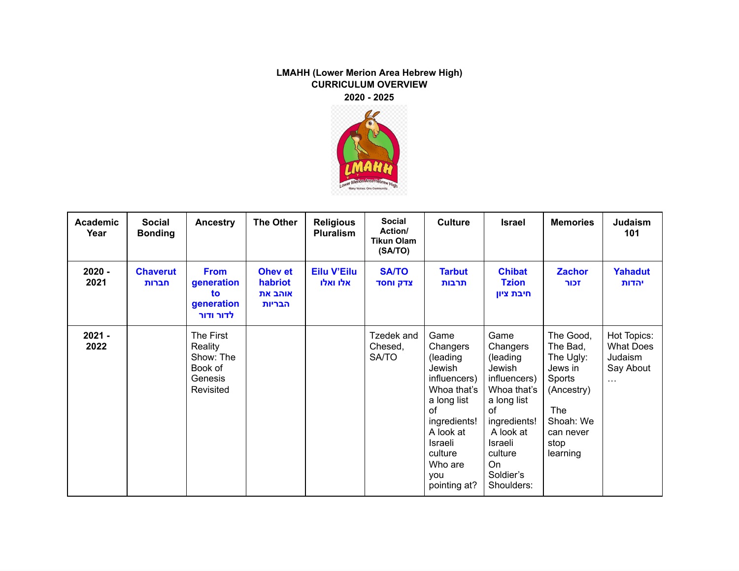**LMAHH (Lower Merion Area Hebrew High)**
**CURRICULUM OVERVIEW**
**2020 - 2025**

| Academic Year | Social Bonding | Ancestry | The Other | Religious Pluralism | Social Action/ Tikun Olam (SA/TO) | Culture | Israel | Memories | Judaism 101 |
|---|---|---|---|---|---|---|---|---|---|
| **2020 - 2021** | **Chaverut חברות** | **From generation to generation לדור ודור** | **Ohev et habriot אוהב את הבריות** | **Eilu V'Eilu אלו ואלו** | **SA/TO צדק וחסד** | **Tarbut תרבות** | **Chibat Tzion חיבת ציון** | **Zachor זכור** | **Yahadut יהדות** |
| **2021 - 2022** | | The First Reality Show: The Book of Genesis Revisited | | | Tzedek and Chesed, SA/TO | Game Changers (leading Jewish influencers) Whoa that's a long list of ingredients! A look at Israeli culture Who are you pointing at? | Game Changers (leading Jewish influencers) Whoa that's a long list of ingredients! A look at Israeli culture On Soldier's Shoulders: | The Good, The Bad, The Ugly: Jews in Sports (Ancestry) The Shoah: We can never stop learning | Hot Topics: What Does Judaism Say About … |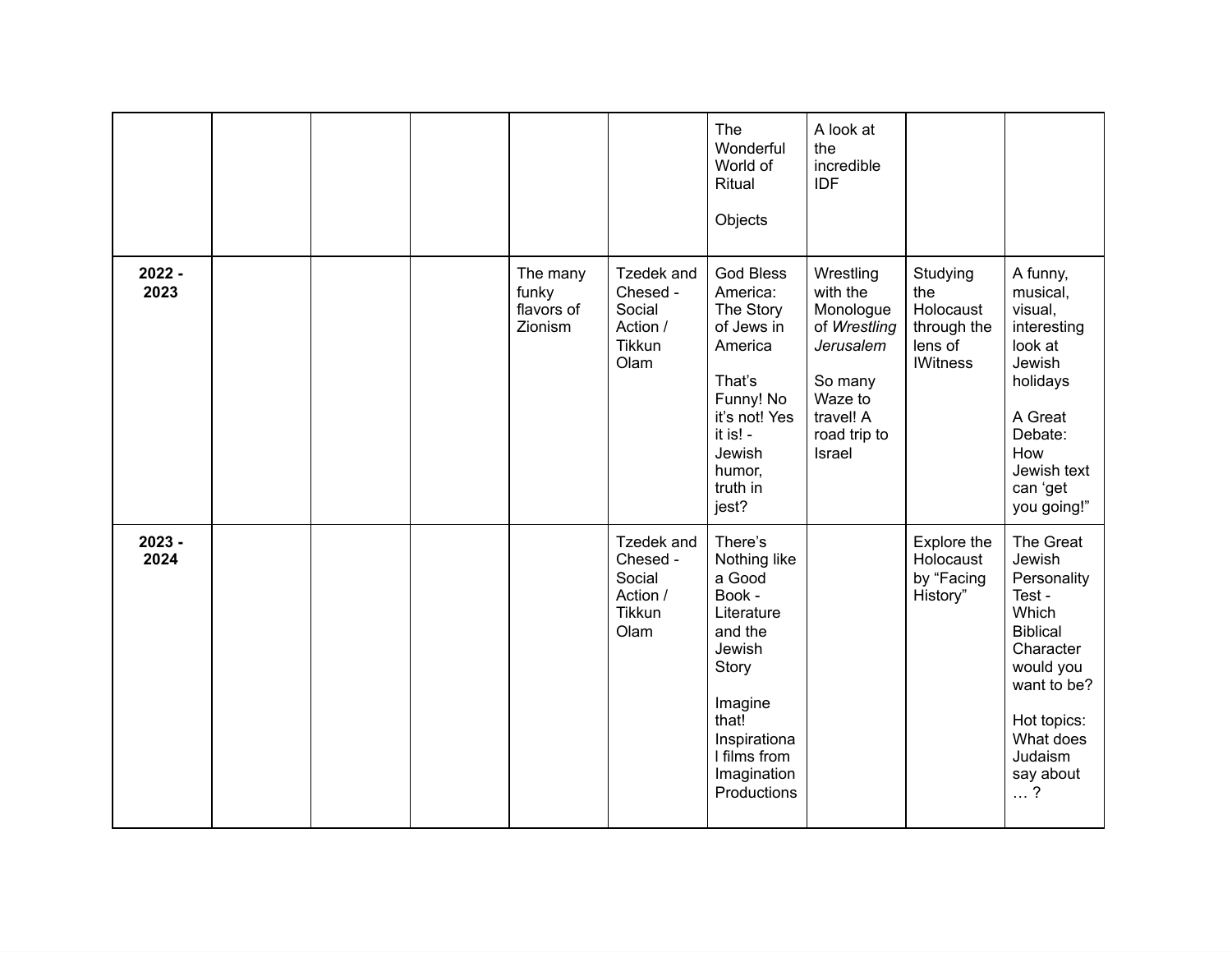| | | | | | | | | | |
|---|---|---|---|---|---|---|---|---|---|
| | | | | | | The Wonderful World of Ritual<br><br>Objects | A look at the incredible IDF | | |
| **2022 - 2023** | | | | The many funky flavors of Zionism | Tzedek and Chesed - Social Action / Tikkun Olam | God Bless America: The Story of Jews in America<br><br>That's Funny! No it's not! Yes it is! - Jewish humor, truth in jest? | Wrestling with the Monologue of *Wrestling Jerusalem*<br><br>So many Waze to travel! A road trip to Israel | Studying the Holocaust through the lens of IWitness | A funny, musical, visual, interesting look at Jewish holidays<br><br>A Great Debate: How Jewish text can 'get you going!" |
| **2023 - 2024** | | | | | Tzedek and Chesed - Social Action / Tikkun Olam | There's Nothing like a Good Book - Literature and the Jewish Story<br><br>Imagine that! Inspirational films from Imagination Productions | | Explore the Holocaust by "Facing History" | The Great Jewish Personality Test - Which Biblical Character would you want to be?<br><br>Hot topics: What does Judaism say about … ? |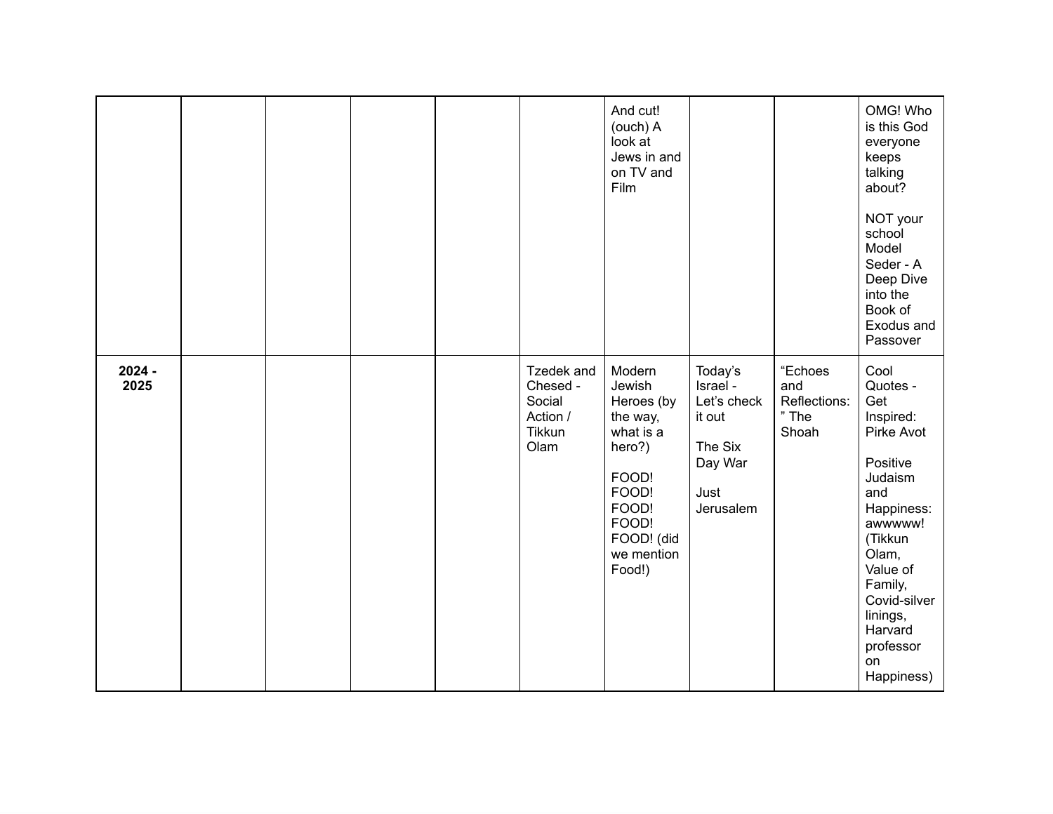| | | | | | | | | | |
|---|---|---|---|---|---|---|---|---|---|
| | | | | | | And cut! (ouch) A look at Jews in and on TV and Film | | | OMG! Who is this God everyone keeps talking about?<br><br>NOT your school Model Seder - A Deep Dive into the Book of Exodus and Passover |
| **2024 - 2025** | | | | | Tzedek and Chesed - Social Action / Tikkun Olam | Modern Jewish Heroes (by the way, what is a hero?)<br><br>FOOD! FOOD! FOOD! FOOD! FOOD! (did we mention Food!) | Today's Israel - Let's check it out<br><br>The Six Day War<br><br>Just Jerusalem | "Echoes and Reflections: " The Shoah | Cool Quotes - Get Inspired: Pirke Avot<br><br>Positive Judaism and Happiness: awwwww! (Tikkun Olam, Value of Family, Covid-silver linings, Harvard professor on Happiness) |